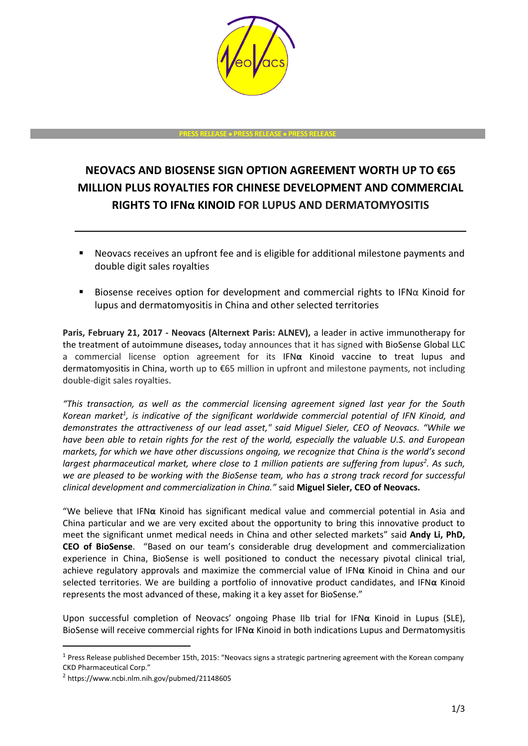PRESS RELEASE • PRESS RELEASE • PRESS RELEASE

# NEOVACS AND BIOSENSE SIGN OPTION AGREEMENT WORTH UP TO €65 MILLION PLUS ROYALTIES FOR CHINESE DEVELOPMENT AND COMMERCIAL RIGHTS TO IFNα KINOID FOR LUPUS AND DERMATOMYOSITIS

- Neovacs receives an upfront fee and is eligible for additional milestone payments and double digit sales royalties
- Biosense receives option for development and commercial rights to IFNα Kinoid for lupus and dermatomyositis in China and other selected territories

**Paris, February 21, 2017 - Neovacs (Alternext Paris: ALNEV),** a leader in active immunotherapy for the treatment of autoimmune diseases, today announces that it has signed with BioSense Global LLC a commercial license option agreement for its IFN**α** Kinoid vaccine to treat lupus and dermatomyositis in China, worth up to €65 million in upfront and milestone payments, not including double-digit sales royalties.

*"This transaction, as well as the commercial licensing agreement signed last year for the South Korean market[1], is indicative of the significant worldwide commercial potential of IFN Kinoid, and demonstrates the attractiveness of our lead asset," said Miguel Sieler, CEO of Neovacs. "While we have been able to retain rights for the rest of the world, especially the valuable U.S. and European markets, for which we have other discussions ongoing, we recognize that China is the world's second largest pharmaceutical market, where close to 1 million patients are suffering from lupus[2]. As such, we are pleased to be working with the BioSense team, who has a strong track record for successful clinical development and commercialization in China."* said **Miguel Sieler, CEO of Neovacs.**

"We believe that IFN**α** Kinoid has significant medical value and commercial potential in Asia and China particular and we are very excited about the opportunity to bring this innovative product to meet the significant unmet medical needs in China and other selected markets" said **Andy Li, PhD, CEO of BioSense**. "Based on our team's considerable drug development and commercialization experience in China, BioSense is well positioned to conduct the necessary pivotal clinical trial, achieve regulatory approvals and maximize the commercial value of IFN**α** Kinoid in China and our selected territories. We are building a portfolio of innovative product candidates, and IFN**α** Kinoid represents the most advanced of these, making it a key asset for BioSense."

Upon successful completion of Neovacs' ongoing Phase IIb trial for IFN**α** Kinoid in Lupus (SLE), BioSense will receive commercial rights for IFN**α** Kinoid in both indications Lupus and Dermatomysitis

---

[1] Press Release published December 15th, 2015: "Neovacs signs a strategic partnering agreement with the Korean company CKD Pharmaceutical Corp."

[2] https://www.ncbi.nlm.nih.gov/pubmed/21148605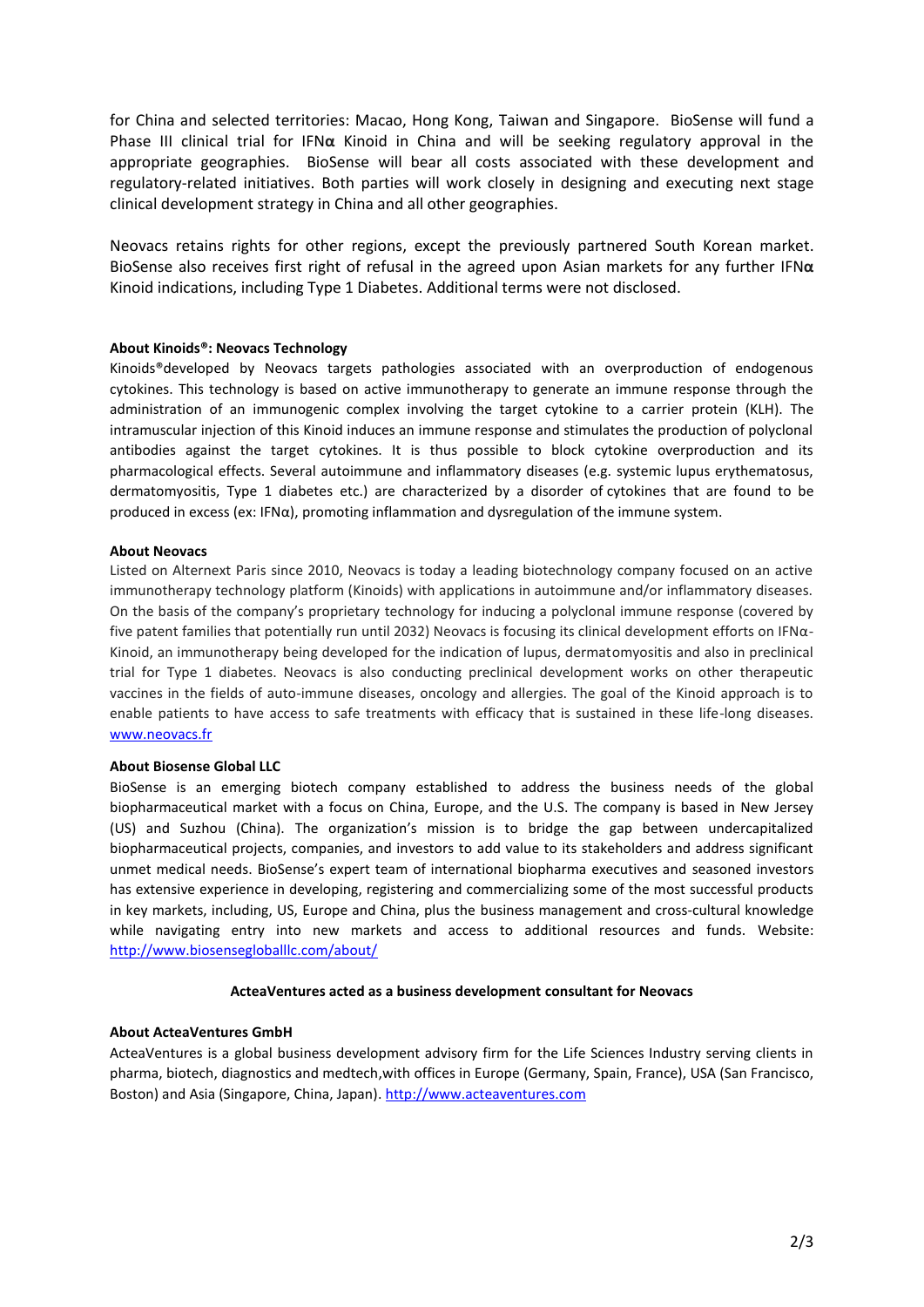for China and selected territories: Macao, Hong Kong, Taiwan and Singapore. BioSense will fund a Phase III clinical trial for IFN**α** Kinoid in China and will be seeking regulatory approval in the appropriate geographies. BioSense will bear all costs associated with these development and regulatory-related initiatives. Both parties will work closely in designing and executing next stage clinical development strategy in China and all other geographies.

Neovacs retains rights for other regions, except the previously partnered South Korean market. BioSense also receives first right of refusal in the agreed upon Asian markets for any further IFN**α** Kinoid indications, including Type 1 Diabetes. Additional terms were not disclosed.

**About Kinoids®: Neovacs Technology**

Kinoids®developed by Neovacs targets pathologies associated with an overproduction of endogenous cytokines. This technology is based on active immunotherapy to generate an immune response through the administration of an immunogenic complex involving the target cytokine to a carrier protein (KLH). The intramuscular injection of this Kinoid induces an immune response and stimulates the production of polyclonal antibodies against the target cytokines. It is thus possible to block cytokine overproduction and its pharmacological effects. Several autoimmune and inflammatory diseases (e.g. systemic lupus erythematosus, dermatomyositis, Type 1 diabetes etc.) are characterized by a disorder of cytokines that are found to be produced in excess (ex: IFNα), promoting inflammation and dysregulation of the immune system.

**About Neovacs**

Listed on Alternext Paris since 2010, Neovacs is today a leading biotechnology company focused on an active immunotherapy technology platform (Kinoids) with applications in autoimmune and/or inflammatory diseases. On the basis of the company's proprietary technology for inducing a polyclonal immune response (covered by five patent families that potentially run until 2032) Neovacs is focusing its clinical development efforts on IFNα-Kinoid, an immunotherapy being developed for the indication of lupus, dermatomyositis and also in preclinical trial for Type 1 diabetes. Neovacs is also conducting preclinical development works on other therapeutic vaccines in the fields of auto-immune diseases, oncology and allergies. The goal of the Kinoid approach is to enable patients to have access to safe treatments with efficacy that is sustained in these life-long diseases. www.neovacs.fr

**About Biosense Global LLC**

BioSense is an emerging biotech company established to address the business needs of the global biopharmaceutical market with a focus on China, Europe, and the U.S. The company is based in New Jersey (US) and Suzhou (China). The organization's mission is to bridge the gap between undercapitalized biopharmaceutical projects, companies, and investors to add value to its stakeholders and address significant unmet medical needs. BioSense's expert team of international biopharma executives and seasoned investors has extensive experience in developing, registering and commercializing some of the most successful products in key markets, including, US, Europe and China, plus the business management and cross-cultural knowledge while navigating entry into new markets and access to additional resources and funds. Website: http://www.biosensegloballlc.com/about/

**ActeaVentures acted as a business development consultant for Neovacs**

**About ActeaVentures GmbH**

ActeaVentures is a global business development advisory firm for the Life Sciences Industry serving clients in pharma, biotech, diagnostics and medtech,with offices in Europe (Germany, Spain, France), USA (San Francisco, Boston) and Asia (Singapore, China, Japan). http://www.acteaventures.com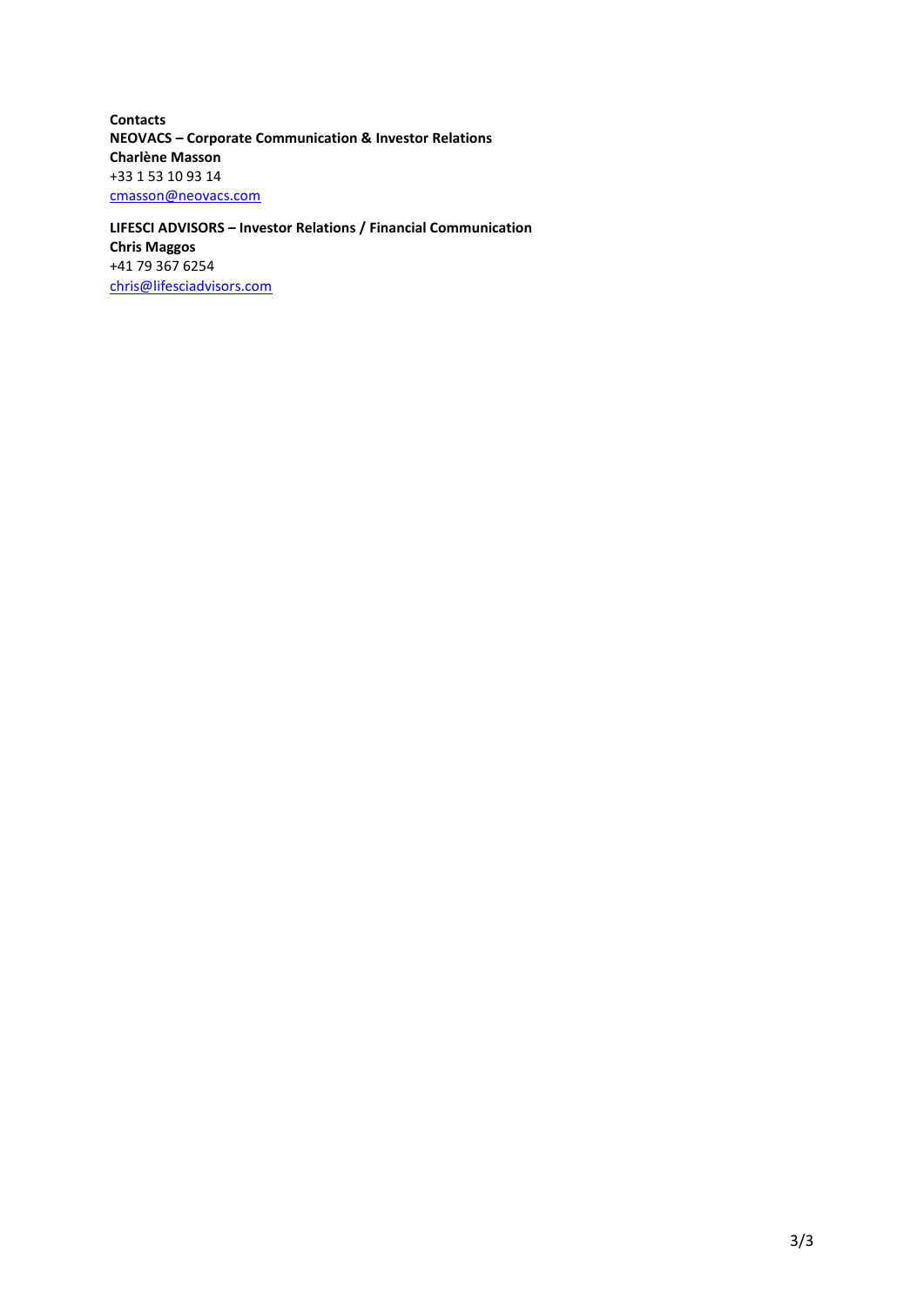**Contacts**
**NEOVACS – Corporate Communication & Investor Relations**
**Charlène Masson**
+33 1 53 10 93 14
cmasson@neovacs.com

**LIFESCI ADVISORS – Investor Relations / Financial Communication**
**Chris Maggos**
+41 79 367 6254
chris@lifesciadvisors.com